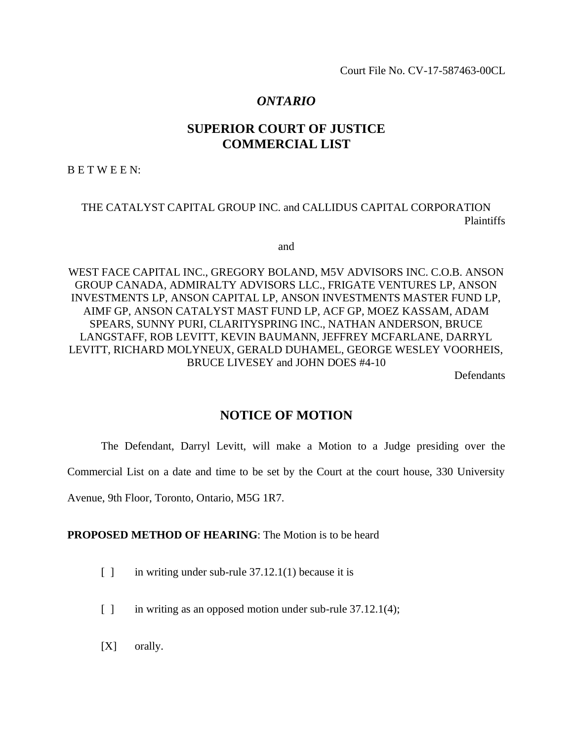Court File No. CV-17-587463-00CL

## *ONTARIO*

## SUPERIOR COURT OF JUSTICE
## COMMERCIAL LIST

B E T W E E N:

THE CATALYST CAPITAL GROUP INC. and CALLIDUS CAPITAL CORPORATION
Plaintiffs

and

WEST FACE CAPITAL INC., GREGORY BOLAND, M5V ADVISORS INC. C.O.B. ANSON GROUP CANADA, ADMIRALTY ADVISORS LLC., FRIGATE VENTURES LP, ANSON INVESTMENTS LP, ANSON CAPITAL LP, ANSON INVESTMENTS MASTER FUND LP, AIMF GP, ANSON CATALYST MAST FUND LP, ACF GP, MOEZ KASSAM, ADAM SPEARS, SUNNY PURI, CLARITYSPRING INC., NATHAN ANDERSON, BRUCE LANGSTAFF, ROB LEVITT, KEVIN BAUMANN, JEFFREY MCFARLANE, DARRYL LEVITT, RICHARD MOLYNEUX, GERALD DUHAMEL, GEORGE WESLEY VOORHEIS, BRUCE LIVESEY and JOHN DOES #4-10
Defendants

## NOTICE OF MOTION

The Defendant, Darryl Levitt, will make a Motion to a Judge presiding over the Commercial List on a date and time to be set by the Court at the court house, 330 University Avenue, 9th Floor, Toronto, Ontario, M5G 1R7.

**PROPOSED METHOD OF HEARING**: The Motion is to be heard

[ ] in writing under sub-rule 37.12.1(1) because it is

[ ] in writing as an opposed motion under sub-rule 37.12.1(4);

[X] orally.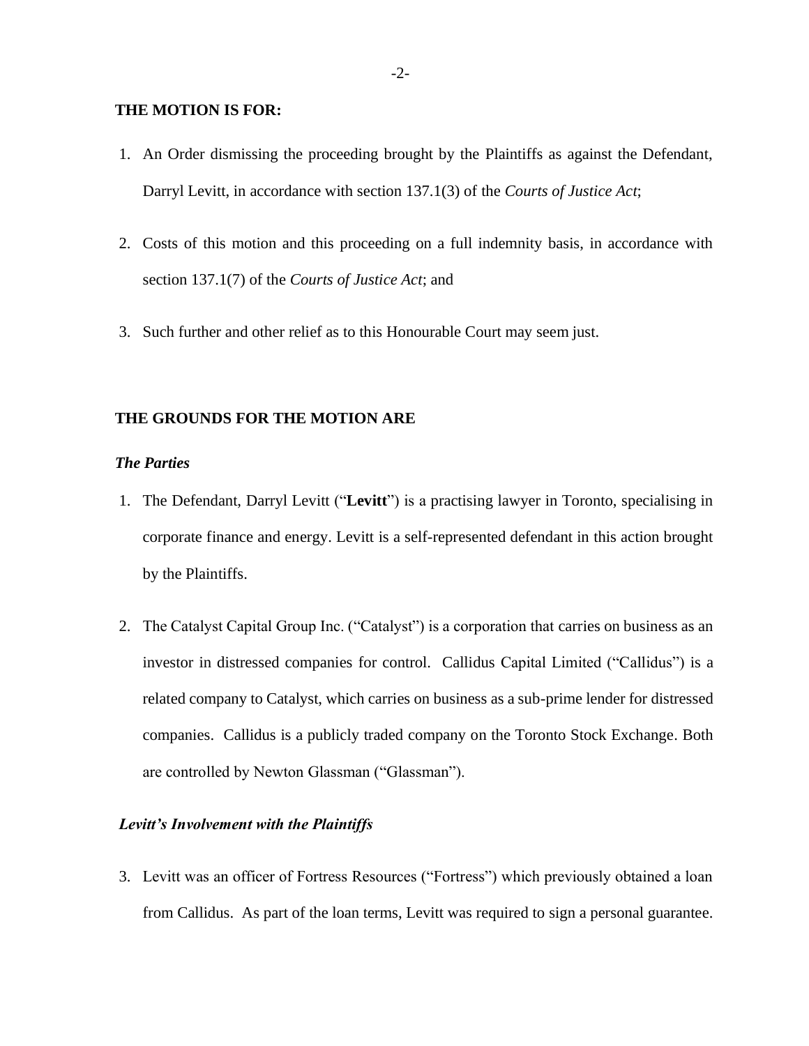**THE MOTION IS FOR:**

1. An Order dismissing the proceeding brought by the Plaintiffs as against the Defendant, Darryl Levitt, in accordance with section 137.1(3) of the *Courts of Justice Act*;

2. Costs of this motion and this proceeding on a full indemnity basis, in accordance with section 137.1(7) of the *Courts of Justice Act*; and

3. Such further and other relief as to this Honourable Court may seem just.

**THE GROUNDS FOR THE MOTION ARE**

***The Parties***

1. The Defendant, Darryl Levitt ("**Levitt**") is a practising lawyer in Toronto, specialising in corporate finance and energy. Levitt is a self-represented defendant in this action brought by the Plaintiffs.

2. The Catalyst Capital Group Inc. ("Catalyst") is a corporation that carries on business as an investor in distressed companies for control. Callidus Capital Limited ("Callidus") is a related company to Catalyst, which carries on business as a sub-prime lender for distressed companies. Callidus is a publicly traded company on the Toronto Stock Exchange. Both are controlled by Newton Glassman ("Glassman").

***Levitt's Involvement with the Plaintiffs***

3. Levitt was an officer of Fortress Resources ("Fortress") which previously obtained a loan from Callidus. As part of the loan terms, Levitt was required to sign a personal guarantee.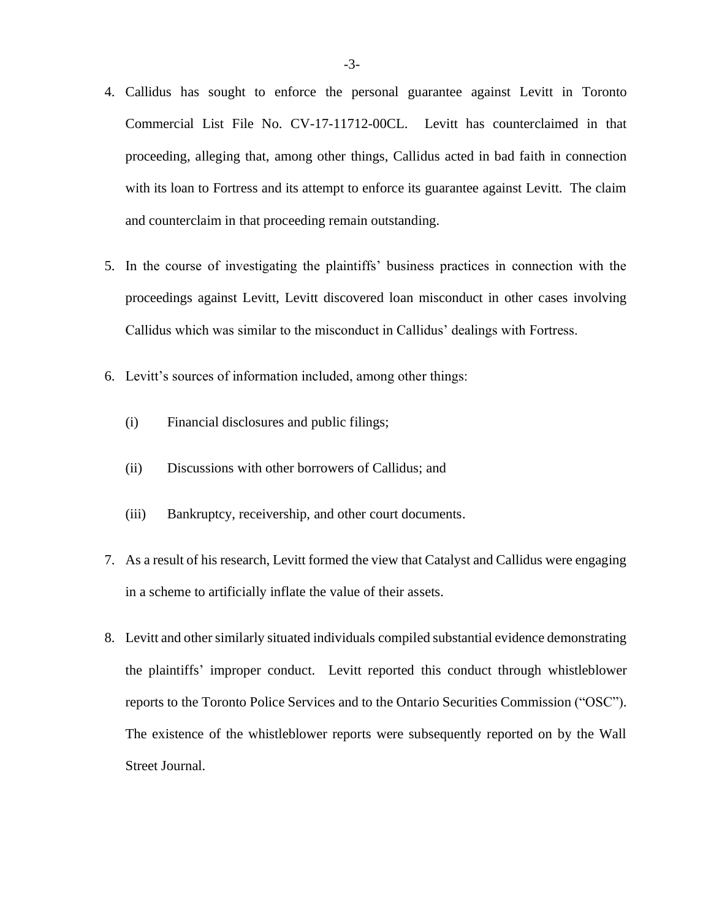4. Callidus has sought to enforce the personal guarantee against Levitt in Toronto Commercial List File No. CV-17-11712-00CL. Levitt has counterclaimed in that proceeding, alleging that, among other things, Callidus acted in bad faith in connection with its loan to Fortress and its attempt to enforce its guarantee against Levitt. The claim and counterclaim in that proceeding remain outstanding.

5. In the course of investigating the plaintiffs' business practices in connection with the proceedings against Levitt, Levitt discovered loan misconduct in other cases involving Callidus which was similar to the misconduct in Callidus' dealings with Fortress.

6. Levitt's sources of information included, among other things:

   (i) Financial disclosures and public filings;

   (ii) Discussions with other borrowers of Callidus; and

   (iii) Bankruptcy, receivership, and other court documents.

7. As a result of his research, Levitt formed the view that Catalyst and Callidus were engaging in a scheme to artificially inflate the value of their assets.

8. Levitt and other similarly situated individuals compiled substantial evidence demonstrating the plaintiffs' improper conduct. Levitt reported this conduct through whistleblower reports to the Toronto Police Services and to the Ontario Securities Commission ("OSC"). The existence of the whistleblower reports were subsequently reported on by the Wall Street Journal.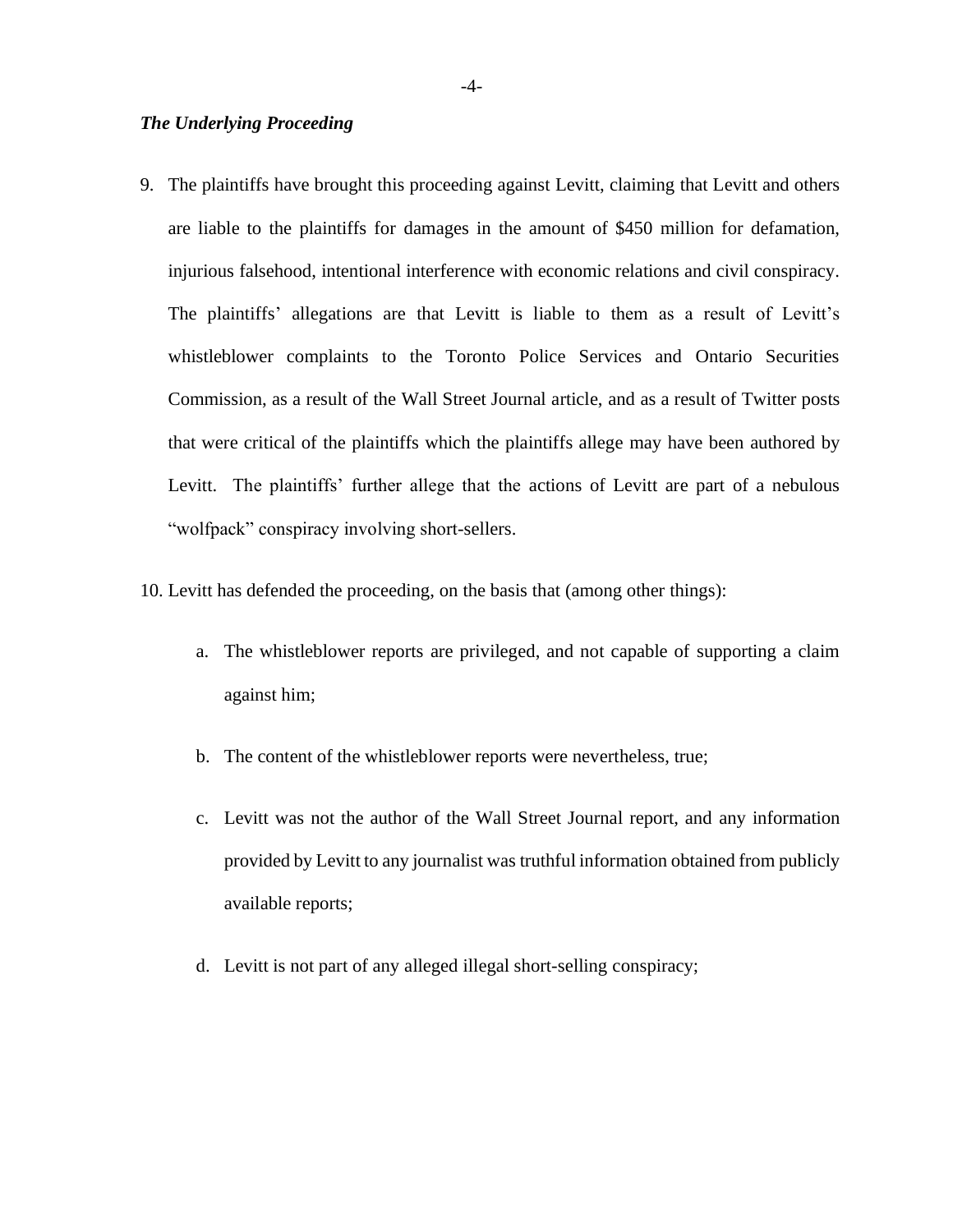### *The Underlying Proceeding*

9. The plaintiffs have brought this proceeding against Levitt, claiming that Levitt and others are liable to the plaintiffs for damages in the amount of $450 million for defamation, injurious falsehood, intentional interference with economic relations and civil conspiracy. The plaintiffs' allegations are that Levitt is liable to them as a result of Levitt's whistleblower complaints to the Toronto Police Services and Ontario Securities Commission, as a result of the Wall Street Journal article, and as a result of Twitter posts that were critical of the plaintiffs which the plaintiffs allege may have been authored by Levitt. The plaintiffs' further allege that the actions of Levitt are part of a nebulous "wolfpack" conspiracy involving short-sellers.

10. Levitt has defended the proceeding, on the basis that (among other things):

    a. The whistleblower reports are privileged, and not capable of supporting a claim against him;

    b. The content of the whistleblower reports were nevertheless, true;

    c. Levitt was not the author of the Wall Street Journal report, and any information provided by Levitt to any journalist was truthful information obtained from publicly available reports;

    d. Levitt is not part of any alleged illegal short-selling conspiracy;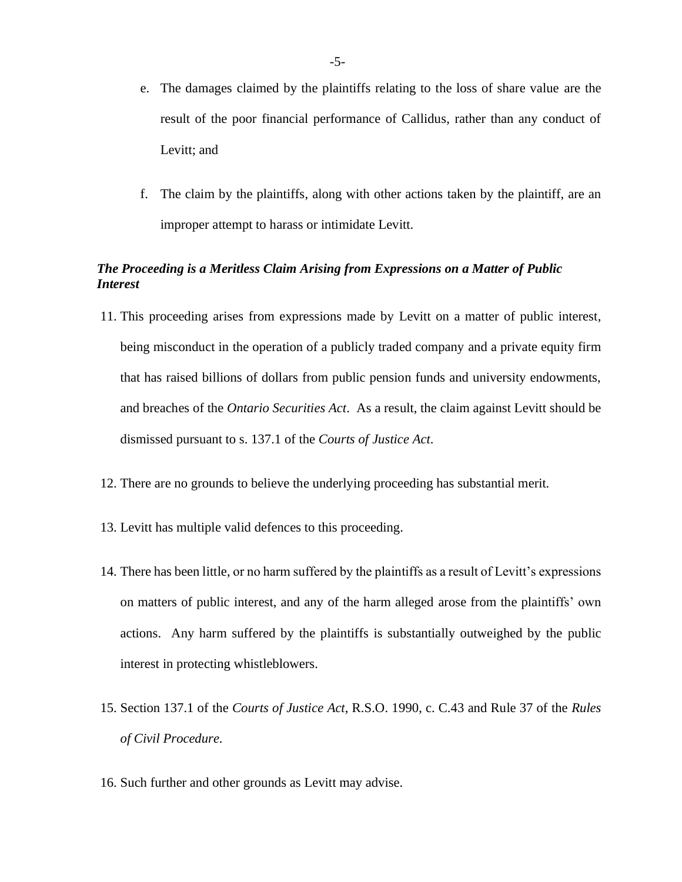e. The damages claimed by the plaintiffs relating to the loss of share value are the result of the poor financial performance of Callidus, rather than any conduct of Levitt; and

f. The claim by the plaintiffs, along with other actions taken by the plaintiff, are an improper attempt to harass or intimidate Levitt.

***The Proceeding is a Meritless Claim Arising from Expressions on a Matter of Public Interest***

11. This proceeding arises from expressions made by Levitt on a matter of public interest, being misconduct in the operation of a publicly traded company and a private equity firm that has raised billions of dollars from public pension funds and university endowments, and breaches of the *Ontario Securities Act*. As a result, the claim against Levitt should be dismissed pursuant to s. 137.1 of the *Courts of Justice Act*.

12. There are no grounds to believe the underlying proceeding has substantial merit.

13. Levitt has multiple valid defences to this proceeding.

14. There has been little, or no harm suffered by the plaintiffs as a result of Levitt's expressions on matters of public interest, and any of the harm alleged arose from the plaintiffs' own actions. Any harm suffered by the plaintiffs is substantially outweighed by the public interest in protecting whistleblowers.

15. Section 137.1 of the *Courts of Justice Act*, R.S.O. 1990, c. C.43 and Rule 37 of the *Rules of Civil Procedure*.

16. Such further and other grounds as Levitt may advise.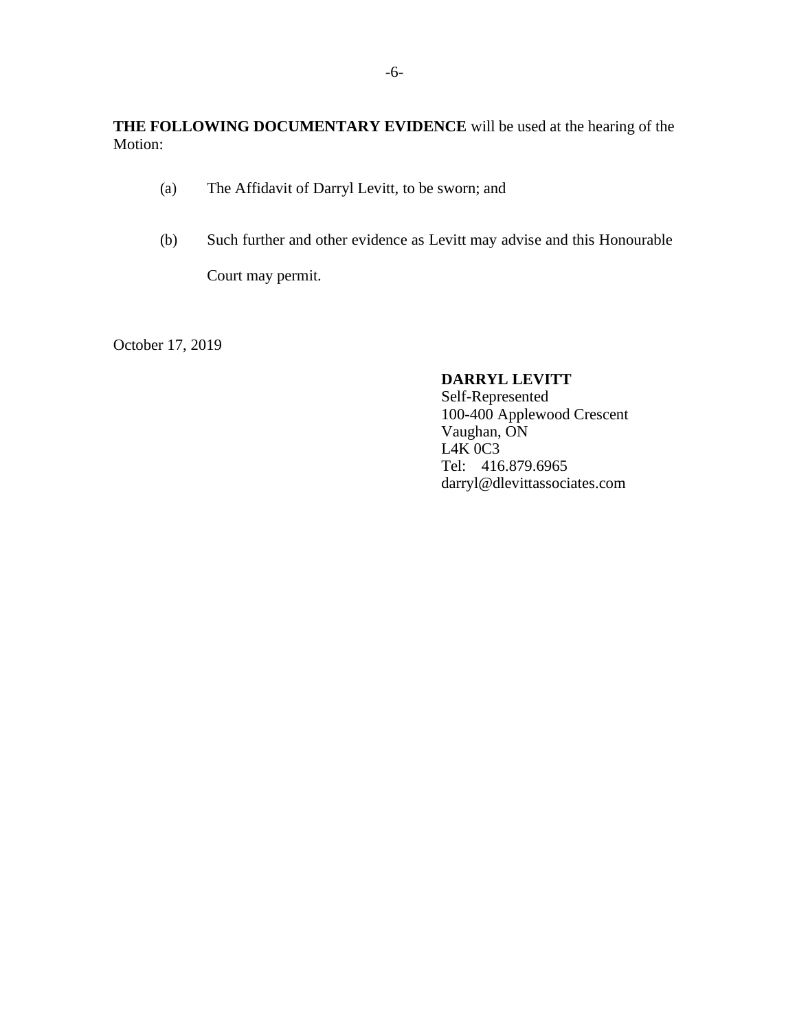**THE FOLLOWING DOCUMENTARY EVIDENCE** will be used at the hearing of the Motion:

(a) The Affidavit of Darryl Levitt, to be sworn; and

(b) Such further and other evidence as Levitt may advise and this Honourable Court may permit.

October 17, 2019

**DARRYL LEVITT**
Self-Represented
100-400 Applewood Crescent
Vaughan, ON
L4K 0C3
Tel: 416.879.6965
darryl@dlevittassociates.com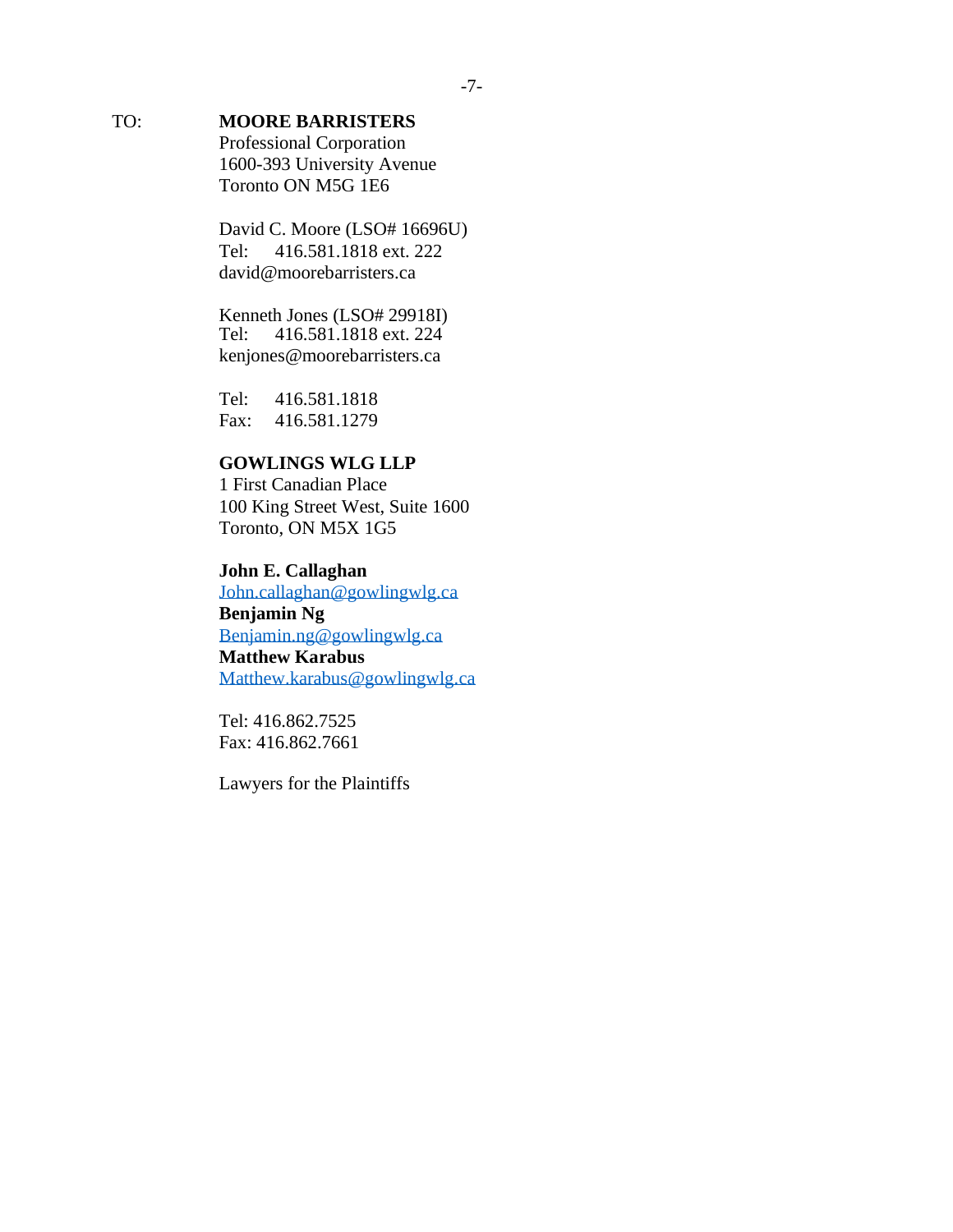TO: **MOORE BARRISTERS**
Professional Corporation
1600-393 University Avenue
Toronto ON M5G 1E6

David C. Moore (LSO# 16696U)
Tel: 416.581.1818 ext. 222
david@moorebarristers.ca

Kenneth Jones (LSO# 29918I)
Tel: 416.581.1818 ext. 224
kenjones@moorebarristers.ca

Tel: 416.581.1818
Fax: 416.581.1279

**GOWLINGS WLG LLP**
1 First Canadian Place
100 King Street West, Suite 1600
Toronto, ON M5X 1G5

**John E. Callaghan**
John.callaghan@gowlingwlg.ca
**Benjamin Ng**
Benjamin.ng@gowlingwlg.ca
**Matthew Karabus**
Matthew.karabus@gowlingwlg.ca

Tel: 416.862.7525
Fax: 416.862.7661

Lawyers for the Plaintiffs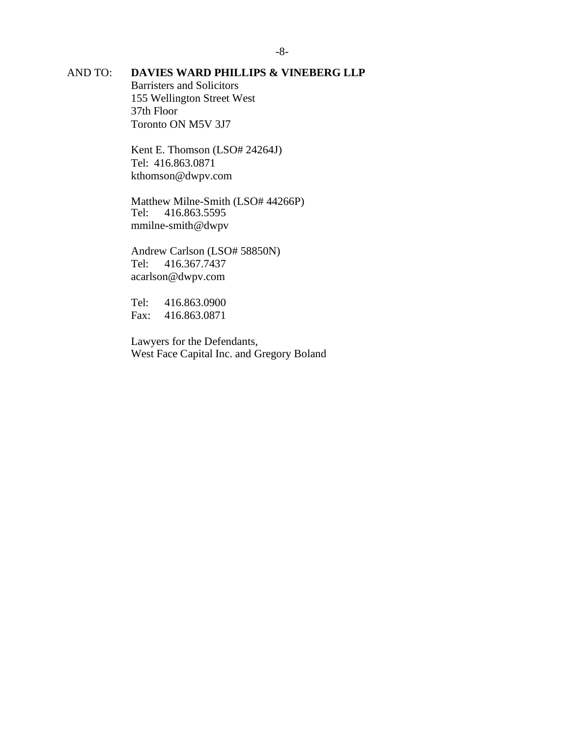AND TO: **DAVIES WARD PHILLIPS & VINEBERG LLP**
Barristers and Solicitors
155 Wellington Street West
37th Floor
Toronto ON M5V 3J7

Kent E. Thomson (LSO# 24264J)
Tel: 416.863.0871
kthomson@dwpv.com

Matthew Milne-Smith (LSO# 44266P)
Tel: 416.863.5595
mmilne-smith@dwpv

Andrew Carlson (LSO# 58850N)
Tel: 416.367.7437
acarlson@dwpv.com

Tel: 416.863.0900
Fax: 416.863.0871

Lawyers for the Defendants,
West Face Capital Inc. and Gregory Boland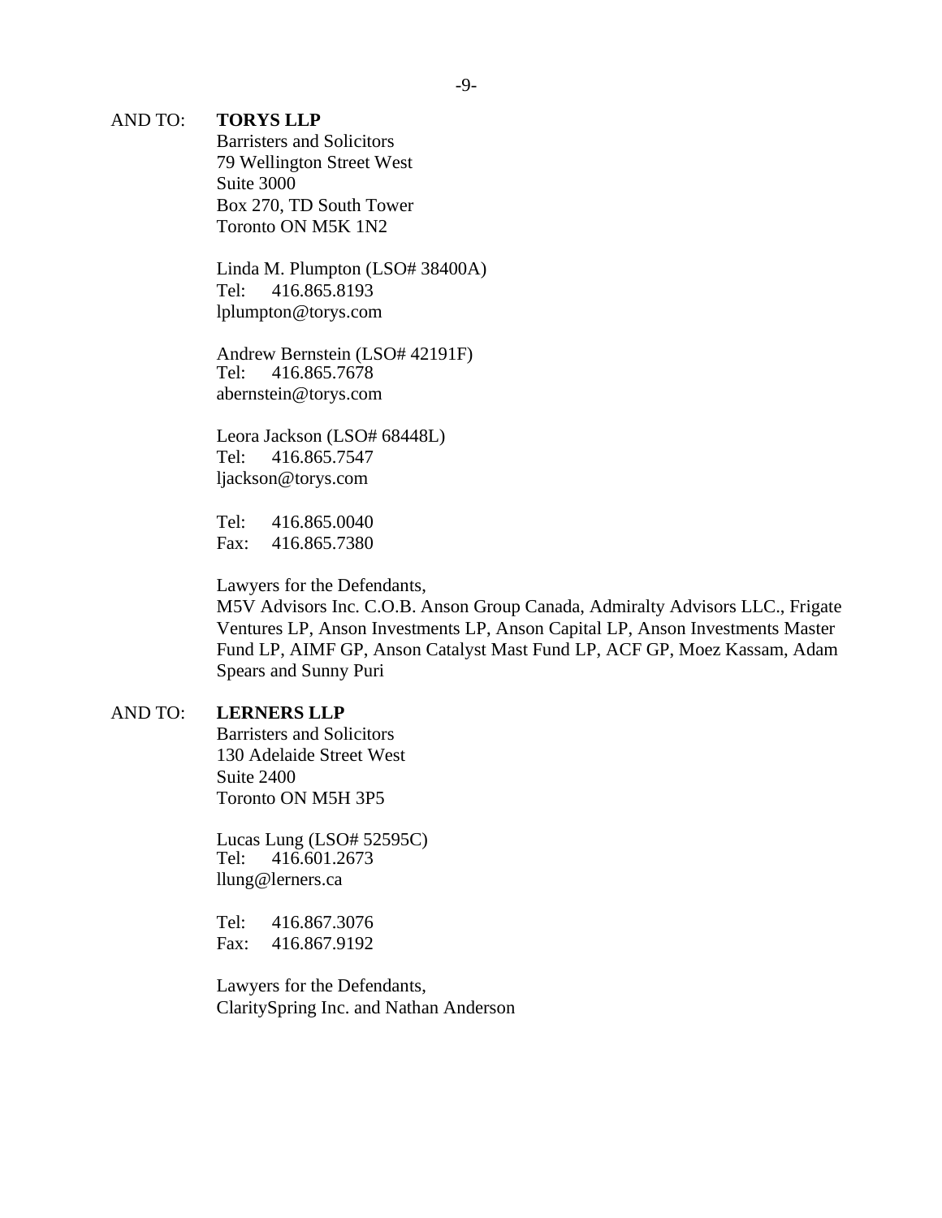AND TO: **TORYS LLP**
Barristers and Solicitors
79 Wellington Street West
Suite 3000
Box 270, TD South Tower
Toronto ON M5K 1N2

Linda M. Plumpton (LSO# 38400A)
Tel: 416.865.8193
lplumpton@torys.com

Andrew Bernstein (LSO# 42191F)
Tel: 416.865.7678
abernstein@torys.com

Leora Jackson (LSO# 68448L)
Tel: 416.865.7547
ljackson@torys.com

Tel: 416.865.0040
Fax: 416.865.7380

Lawyers for the Defendants,
M5V Advisors Inc. C.O.B. Anson Group Canada, Admiralty Advisors LLC., Frigate Ventures LP, Anson Investments LP, Anson Capital LP, Anson Investments Master Fund LP, AIMF GP, Anson Catalyst Mast Fund LP, ACF GP, Moez Kassam, Adam Spears and Sunny Puri

AND TO: **LERNERS LLP**
Barristers and Solicitors
130 Adelaide Street West
Suite 2400
Toronto ON M5H 3P5

Lucas Lung (LSO# 52595C)
Tel: 416.601.2673
llung@lerners.ca

Tel: 416.867.3076
Fax: 416.867.9192

Lawyers for the Defendants,
ClaritySpring Inc. and Nathan Anderson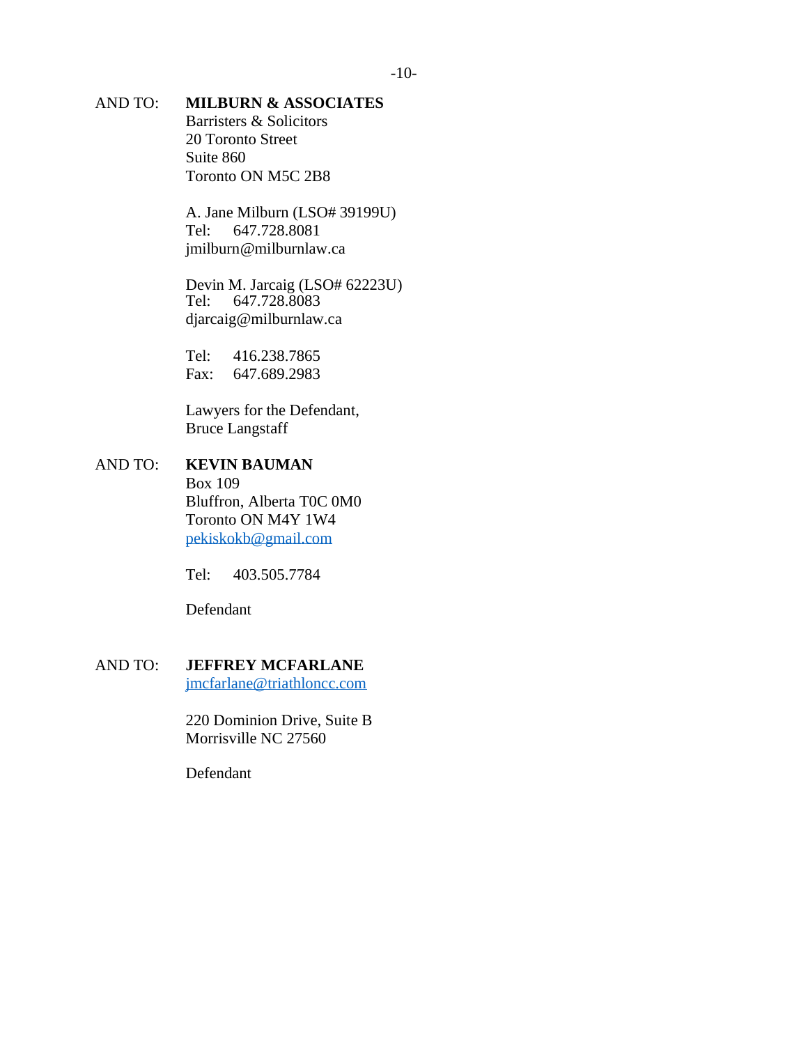AND TO: **MILBURN & ASSOCIATES**
Barristers & Solicitors
20 Toronto Street
Suite 860
Toronto ON M5C 2B8

A. Jane Milburn (LSO# 39199U)
Tel: 647.728.8081
jmilburn@milburnlaw.ca

Devin M. Jarcaig (LSO# 62223U)
Tel: 647.728.8083
djarcaig@milburnlaw.ca

Tel: 416.238.7865
Fax: 647.689.2983

Lawyers for the Defendant,
Bruce Langstaff

AND TO: **KEVIN BAUMAN**
Box 109
Bluffron, Alberta T0C 0M0
Toronto ON M4Y 1W4
pekiskokb@gmail.com

Tel: 403.505.7784

Defendant

AND TO: **JEFFREY MCFARLANE**
jmcfarlane@triathloncc.com

220 Dominion Drive, Suite B
Morrisville NC 27560

Defendant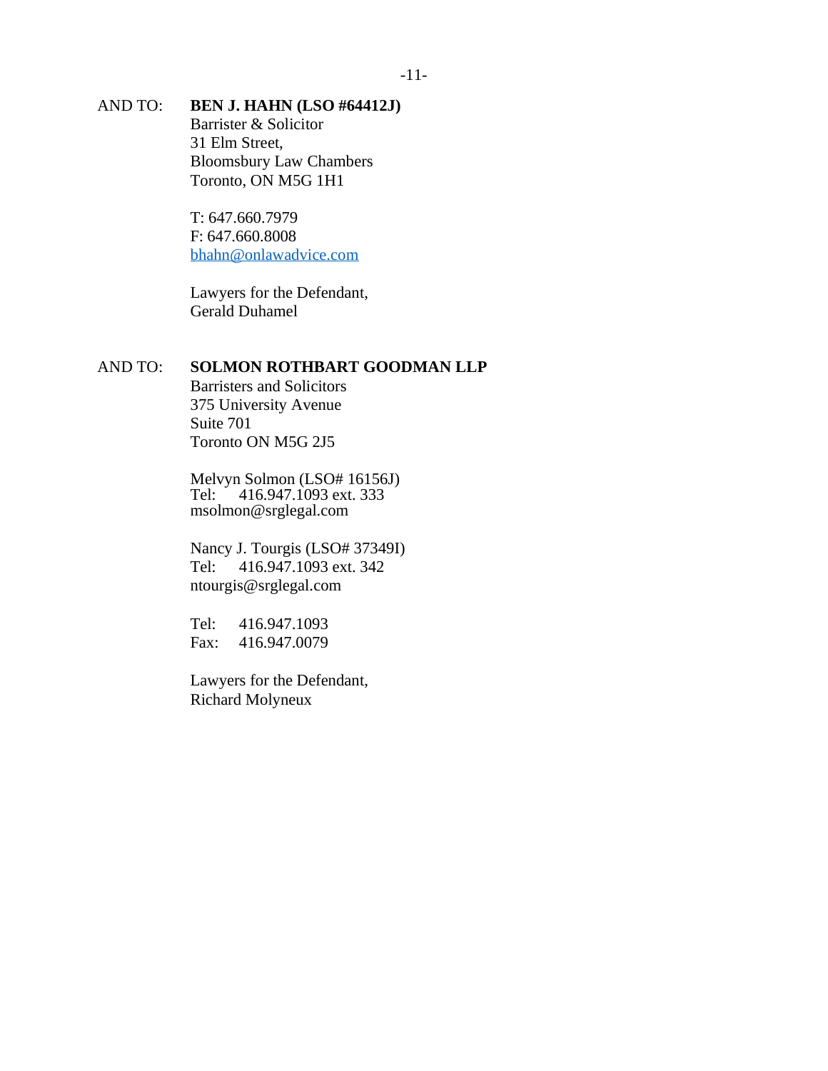AND TO: **BEN J. HAHN (LSO #64412J)**
Barrister & Solicitor
31 Elm Street,
Bloomsbury Law Chambers
Toronto, ON M5G 1H1

T: 647.660.7979
F: 647.660.8008
bhahn@onlawadvice.com

Lawyers for the Defendant,
Gerald Duhamel

AND TO: **SOLMON ROTHBART GOODMAN LLP**
Barristers and Solicitors
375 University Avenue
Suite 701
Toronto ON M5G 2J5

Melvyn Solmon (LSO# 16156J)
Tel: 416.947.1093 ext. 333
msolmon@srglegal.com

Nancy J. Tourgis (LSO# 37349I)
Tel: 416.947.1093 ext. 342
ntourgis@srglegal.com

Tel: 416.947.1093
Fax: 416.947.0079

Lawyers for the Defendant,
Richard Molyneux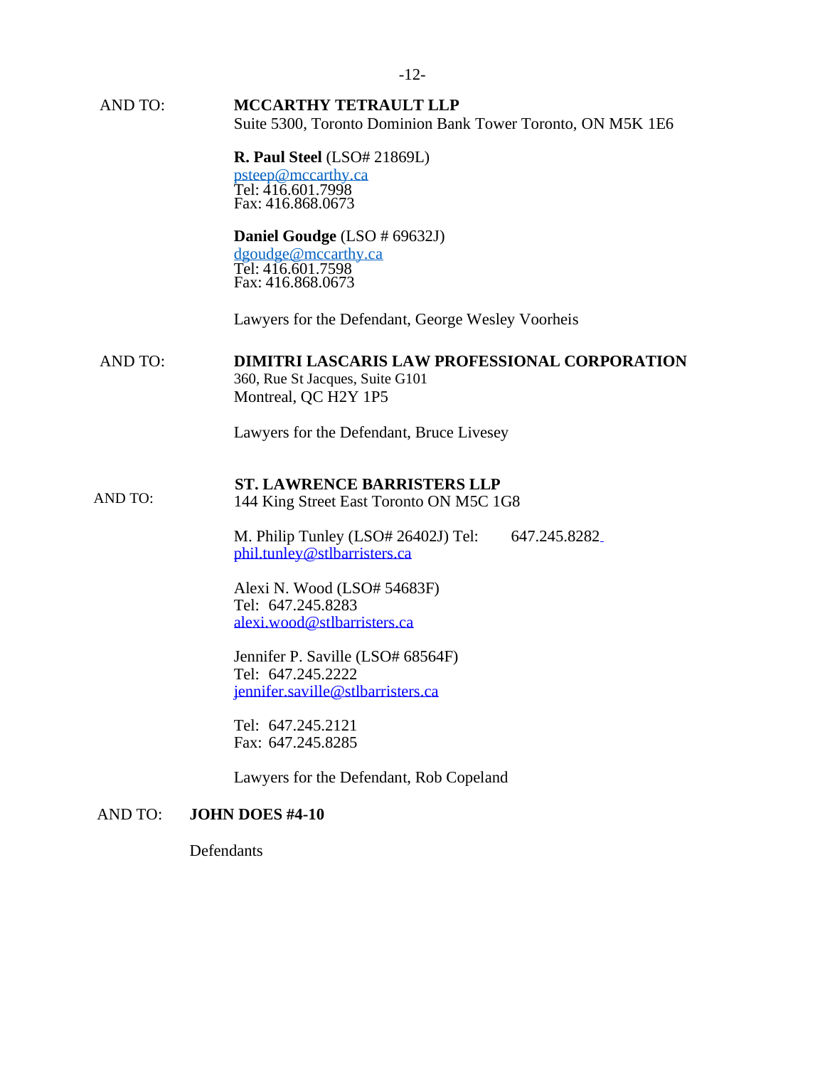AND TO: **MCCARTHY TETRAULT LLP**
Suite 5300, Toronto Dominion Bank Tower Toronto, ON M5K 1E6

**R. Paul Steel** (LSO# 21869L)
psteep@mccarthy.ca
Tel: 416.601.7998
Fax: 416.868.0673

**Daniel Goudge** (LSO # 69632J)
dgoudge@mccarthy.ca
Tel: 416.601.7598
Fax: 416.868.0673

Lawyers for the Defendant, George Wesley Voorheis

AND TO: **DIMITRI LASCARIS LAW PROFESSIONAL CORPORATION**
360, Rue St Jacques, Suite G101
Montreal, QC H2Y 1P5

Lawyers for the Defendant, Bruce Livesey

AND TO: **ST. LAWRENCE BARRISTERS LLP**
144 King Street East Toronto ON M5C 1G8

M. Philip Tunley (LSO# 26402J) Tel: 647.245.8282
phil.tunley@stlbarristers.ca

Alexi N. Wood (LSO# 54683F)
Tel: 647.245.8283
alexi.wood@stlbarristers.ca

Jennifer P. Saville (LSO# 68564F)
Tel: 647.245.2222
jennifer.saville@stlbarristers.ca

Tel: 647.245.2121
Fax: 647.245.8285

Lawyers for the Defendant, Rob Copeland

AND TO: **JOHN DOES #4-10**

Defendants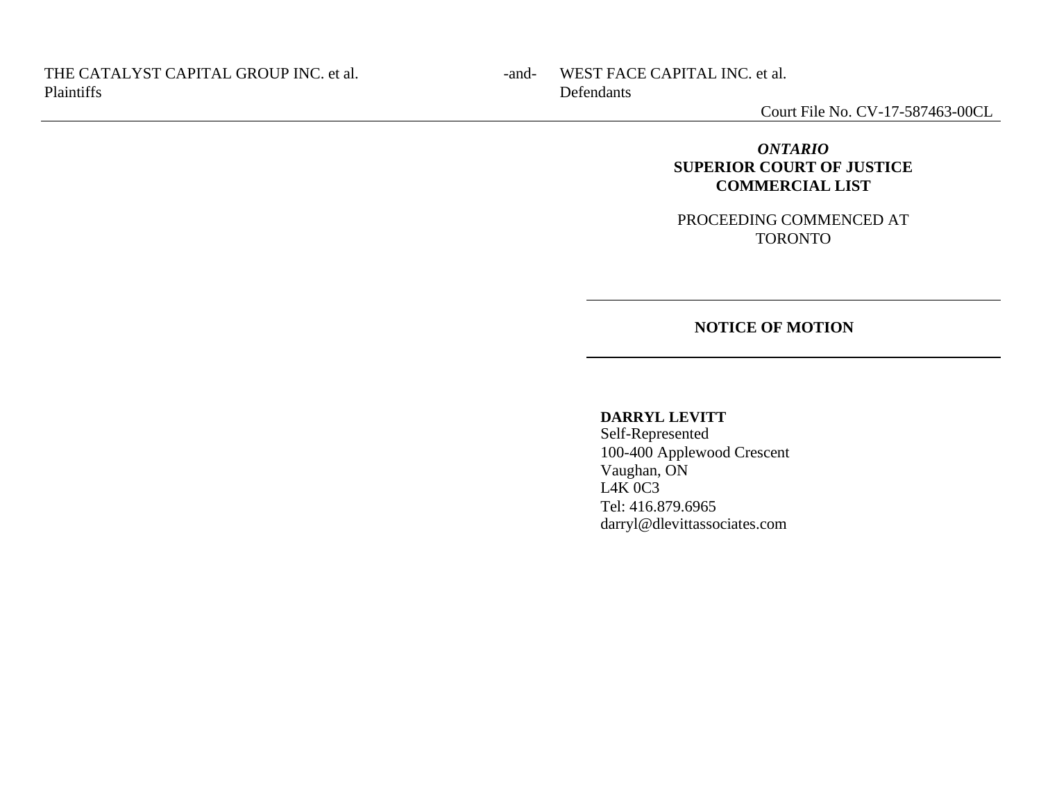THE CATALYST CAPITAL GROUP INC. et al.
Plaintiffs

-and-

WEST FACE CAPITAL INC. et al.
Defendants

Court File No. CV-17-587463-00CL

***ONTARIO***
**SUPERIOR COURT OF JUSTICE**
**COMMERCIAL LIST**

PROCEEDING COMMENCED AT
TORONTO

---

**NOTICE OF MOTION**

---

**DARRYL LEVITT**
Self-Represented
100-400 Applewood Crescent
Vaughan, ON
L4K 0C3
Tel: 416.879.6965
darryl@dlevittassociates.com